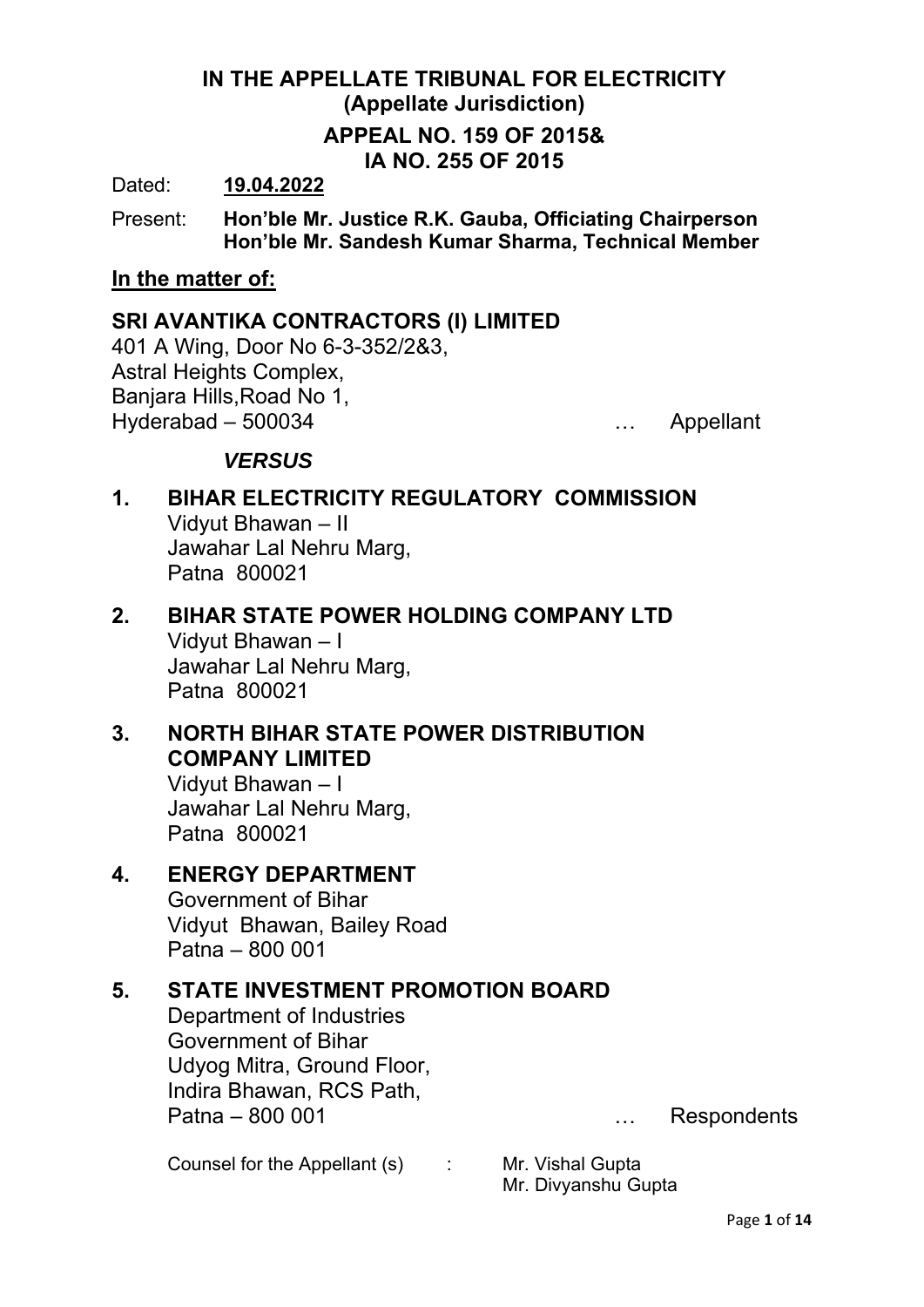# IN THE APPELLATE TRIBUNAL FOR ELECTRICITY
## (Appellate Jurisdiction)

## APPEAL NO. 159 OF 2015&
## IA NO. 255 OF 2015

Dated: **19.04.2022**

Present: **Hon'ble Mr. Justice R.K. Gauba, Officiating Chairperson**
**Hon'ble Mr. Sandesh Kumar Sharma, Technical Member**

**In the matter of:**

**SRI AVANTIKA CONTRACTORS (I) LIMITED**
401 A Wing, Door No 6-3-352/2&3,
Astral Heights Complex,
Banjara Hills,Road No 1,
Hyderabad – 500034 … Appellant

***VERSUS***

1. **BIHAR ELECTRICITY REGULATORY COMMISSION**
   Vidyut Bhawan – II
   Jawahar Lal Nehru Marg,
   Patna 800021

2. **BIHAR STATE POWER HOLDING COMPANY LTD**
   Vidyut Bhawan – I
   Jawahar Lal Nehru Marg,
   Patna 800021

3. **NORTH BIHAR STATE POWER DISTRIBUTION COMPANY LIMITED**
   Vidyut Bhawan – I
   Jawahar Lal Nehru Marg,
   Patna 800021

4. **ENERGY DEPARTMENT**
   Government of Bihar
   Vidyut Bhawan, Bailey Road
   Patna – 800 001

5. **STATE INVESTMENT PROMOTION BOARD**
   Department of Industries
   Government of Bihar
   Udyog Mitra, Ground Floor,
   Indira Bhawan, RCS Path,
   Patna – 800 001 … Respondents

Counsel for the Appellant (s) : Mr. Vishal Gupta
Mr. Divyanshu Gupta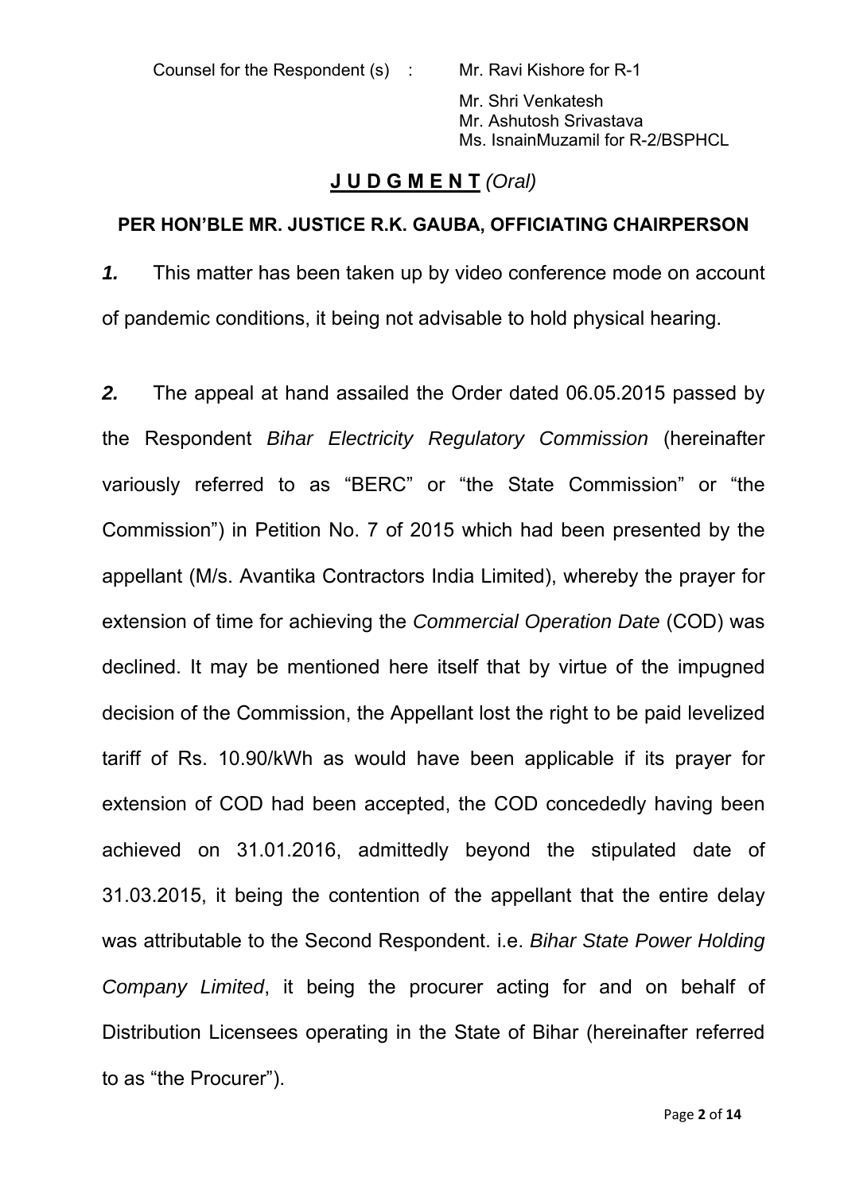Counsel for the Respondent (s) : Mr. Ravi Kishore for R-1

Mr. Shri Venkatesh
Mr. Ashutosh Srivastava
Ms. IsnainMuzamil for R-2/BSPHCL

## **J U D G M E N T** *(Oral)*

**PER HON'BLE MR. JUSTICE R.K. GAUBA, OFFICIATING CHAIRPERSON**

***1.*** This matter has been taken up by video conference mode on account of pandemic conditions, it being not advisable to hold physical hearing.

***2.*** The appeal at hand assailed the Order dated 06.05.2015 passed by the Respondent *Bihar Electricity Regulatory Commission* (hereinafter variously referred to as "BERC" or "the State Commission" or "the Commission") in Petition No. 7 of 2015 which had been presented by the appellant (M/s. Avantika Contractors India Limited), whereby the prayer for extension of time for achieving the *Commercial Operation Date* (COD) was declined. It may be mentioned here itself that by virtue of the impugned decision of the Commission, the Appellant lost the right to be paid levelized tariff of Rs. 10.90/kWh as would have been applicable if its prayer for extension of COD had been accepted, the COD concededly having been achieved on 31.01.2016, admittedly beyond the stipulated date of 31.03.2015, it being the contention of the appellant that the entire delay was attributable to the Second Respondent. i.e. *Bihar State Power Holding Company Limited*, it being the procurer acting for and on behalf of Distribution Licensees operating in the State of Bihar (hereinafter referred to as "the Procurer").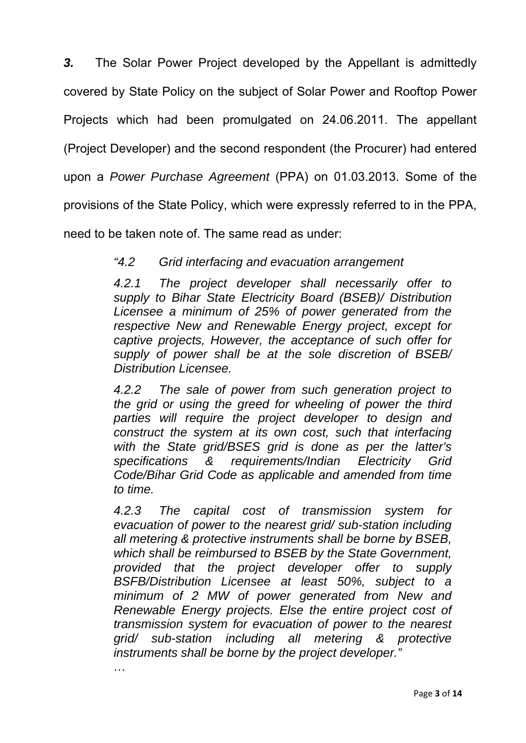***3.*** The Solar Power Project developed by the Appellant is admittedly covered by State Policy on the subject of Solar Power and Rooftop Power Projects which had been promulgated on 24.06.2011. The appellant (Project Developer) and the second respondent (the Procurer) had entered upon a *Power Purchase Agreement* (PPA) on 01.03.2013. Some of the provisions of the State Policy, which were expressly referred to in the PPA, need to be taken note of. The same read as under:

> *"4.2 Grid interfacing and evacuation arrangement*
>
> *4.2.1 The project developer shall necessarily offer to supply to Bihar State Electricity Board (BSEB)/ Distribution Licensee a minimum of 25% of power generated from the respective New and Renewable Energy project, except for captive projects, However, the acceptance of such offer for supply of power shall be at the sole discretion of BSEB/ Distribution Licensee.*
>
> *4.2.2 The sale of power from such generation project to the grid or using the greed for wheeling of power the third parties will require the project developer to design and construct the system at its own cost, such that interfacing with the State grid/BSES grid is done as per the latter's specifications & requirements/Indian Electricity Grid Code/Bihar Grid Code as applicable and amended from time to time.*
>
> *4.2.3 The capital cost of transmission system for evacuation of power to the nearest grid/ sub-station including all metering & protective instruments shall be borne by BSEB, which shall be reimbursed to BSEB by the State Government, provided that the project developer offer to supply BSFB/Distribution Licensee at least 50%, subject to a minimum of 2 MW of power generated from New and Renewable Energy projects. Else the entire project cost of transmission system for evacuation of power to the nearest grid/ sub-station including all metering & protective instruments shall be borne by the project developer."*
>
> *…*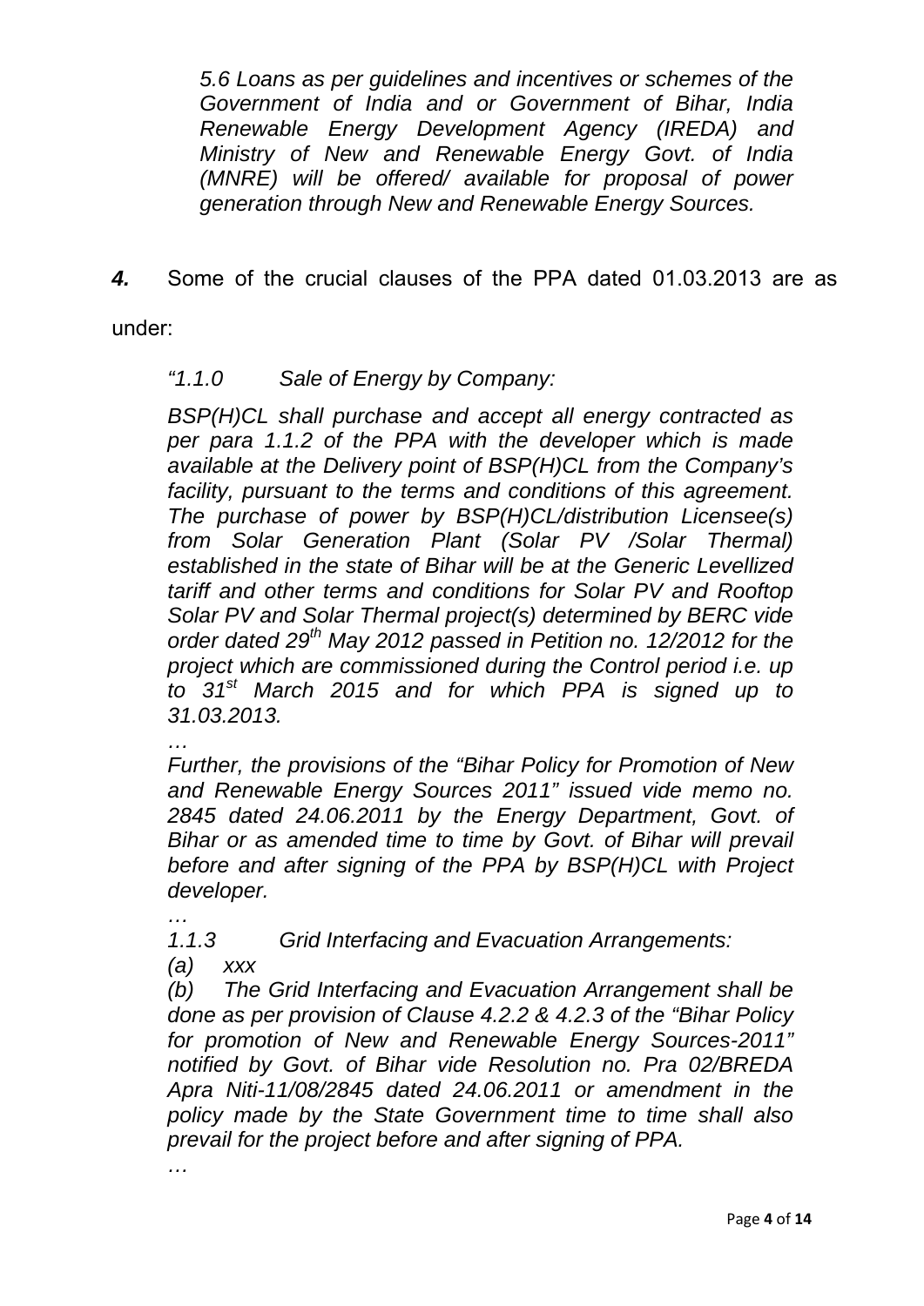*5.6 Loans as per guidelines and incentives or schemes of the Government of India and or Government of Bihar, India Renewable Energy Development Agency (IREDA) and Ministry of New and Renewable Energy Govt. of India (MNRE) will be offered/ available for proposal of power generation through New and Renewable Energy Sources.*

***4.*** Some of the crucial clauses of the PPA dated 01.03.2013 are as under:

*"1.1.0 Sale of Energy by Company:*

*BSP(H)CL shall purchase and accept all energy contracted as per para 1.1.2 of the PPA with the developer which is made available at the Delivery point of BSP(H)CL from the Company's facility, pursuant to the terms and conditions of this agreement. The purchase of power by BSP(H)CL/distribution Licensee(s) from Solar Generation Plant (Solar PV /Solar Thermal) established in the state of Bihar will be at the Generic Levellized tariff and other terms and conditions for Solar PV and Rooftop Solar PV and Solar Thermal project(s) determined by BERC vide order dated 29th May 2012 passed in Petition no. 12/2012 for the project which are commissioned during the Control period i.e. up to 31st March 2015 and for which PPA is signed up to 31.03.2013.*

*…*

*Further, the provisions of the "Bihar Policy for Promotion of New and Renewable Energy Sources 2011" issued vide memo no. 2845 dated 24.06.2011 by the Energy Department, Govt. of Bihar or as amended time to time by Govt. of Bihar will prevail before and after signing of the PPA by BSP(H)CL with Project developer.*

*…*

*1.1.3 Grid Interfacing and Evacuation Arrangements:*

*(a) xxx*

*(b) The Grid Interfacing and Evacuation Arrangement shall be done as per provision of Clause 4.2.2 & 4.2.3 of the "Bihar Policy for promotion of New and Renewable Energy Sources-2011" notified by Govt. of Bihar vide Resolution no. Pra 02/BREDA Apra Niti-11/08/2845 dated 24.06.2011 or amendment in the policy made by the State Government time to time shall also prevail for the project before and after signing of PPA.*

*…*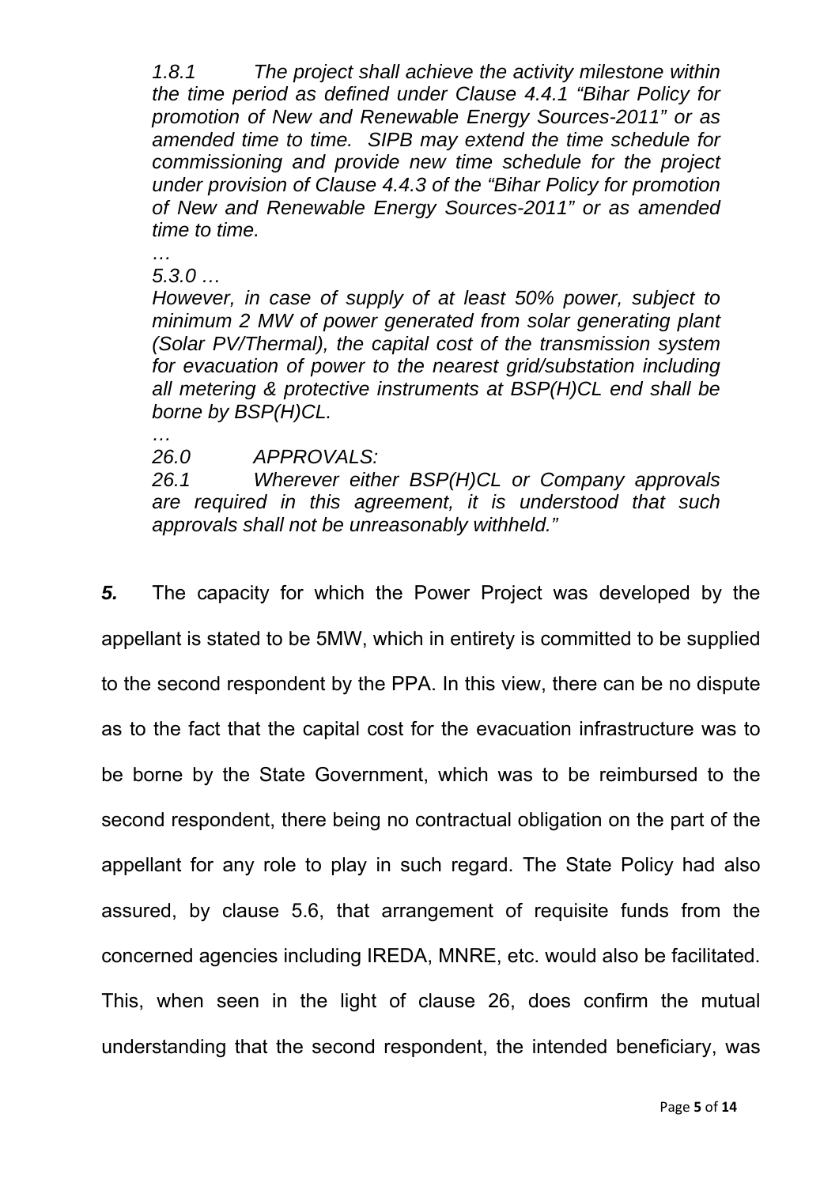*1.8.1 The project shall achieve the activity milestone within the time period as defined under Clause 4.4.1 "Bihar Policy for promotion of New and Renewable Energy Sources-2011" or as amended time to time. SIPB may extend the time schedule for commissioning and provide new time schedule for the project under provision of Clause 4.4.3 of the "Bihar Policy for promotion of New and Renewable Energy Sources-2011" or as amended time to time.*

*…*

*5.3.0 …*

*However, in case of supply of at least 50% power, subject to minimum 2 MW of power generated from solar generating plant (Solar PV/Thermal), the capital cost of the transmission system for evacuation of power to the nearest grid/substation including all metering & protective instruments at BSP(H)CL end shall be borne by BSP(H)CL.*

*…*

*26.0 APPROVALS:*

*26.1 Wherever either BSP(H)CL or Company approvals are required in this agreement, it is understood that such approvals shall not be unreasonably withheld."*

***5.*** The capacity for which the Power Project was developed by the appellant is stated to be 5MW, which in entirety is committed to be supplied to the second respondent by the PPA. In this view, there can be no dispute as to the fact that the capital cost for the evacuation infrastructure was to be borne by the State Government, which was to be reimbursed to the second respondent, there being no contractual obligation on the part of the appellant for any role to play in such regard. The State Policy had also assured, by clause 5.6, that arrangement of requisite funds from the concerned agencies including IREDA, MNRE, etc. would also be facilitated. This, when seen in the light of clause 26, does confirm the mutual understanding that the second respondent, the intended beneficiary, was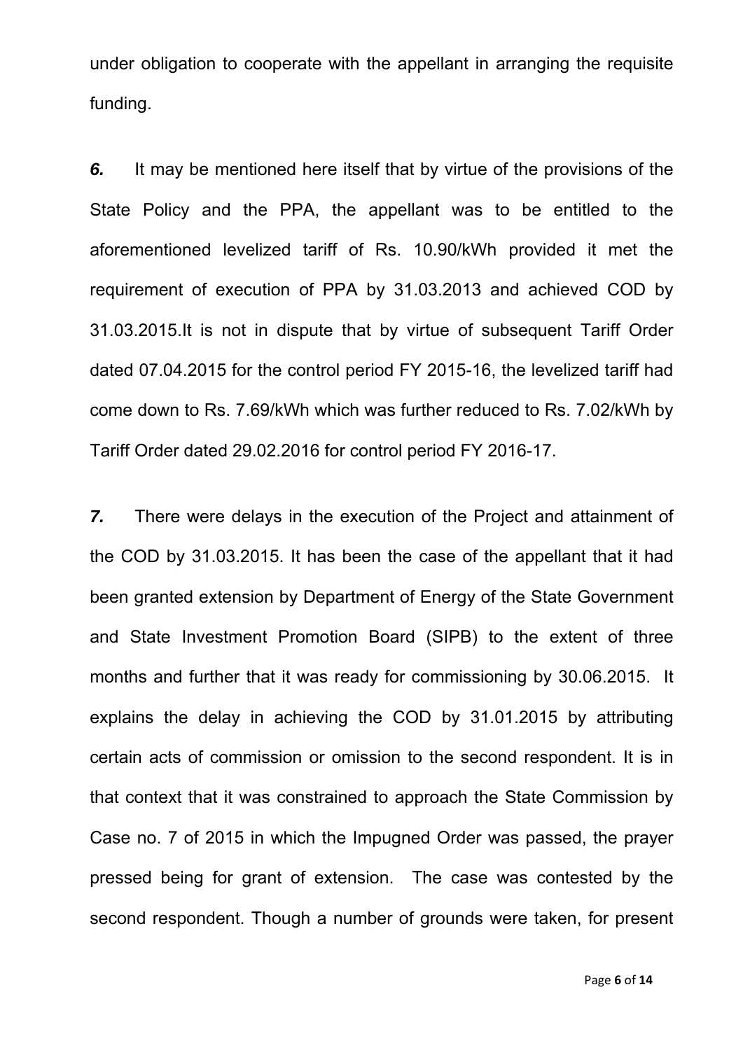under obligation to cooperate with the appellant in arranging the requisite funding.

***6.*** It may be mentioned here itself that by virtue of the provisions of the State Policy and the PPA, the appellant was to be entitled to the aforementioned levelized tariff of Rs. 10.90/kWh provided it met the requirement of execution of PPA by 31.03.2013 and achieved COD by 31.03.2015.It is not in dispute that by virtue of subsequent Tariff Order dated 07.04.2015 for the control period FY 2015-16, the levelized tariff had come down to Rs. 7.69/kWh which was further reduced to Rs. 7.02/kWh by Tariff Order dated 29.02.2016 for control period FY 2016-17.

***7.*** There were delays in the execution of the Project and attainment of the COD by 31.03.2015. It has been the case of the appellant that it had been granted extension by Department of Energy of the State Government and State Investment Promotion Board (SIPB) to the extent of three months and further that it was ready for commissioning by 30.06.2015. It explains the delay in achieving the COD by 31.01.2015 by attributing certain acts of commission or omission to the second respondent. It is in that context that it was constrained to approach the State Commission by Case no. 7 of 2015 in which the Impugned Order was passed, the prayer pressed being for grant of extension. The case was contested by the second respondent. Though a number of grounds were taken, for present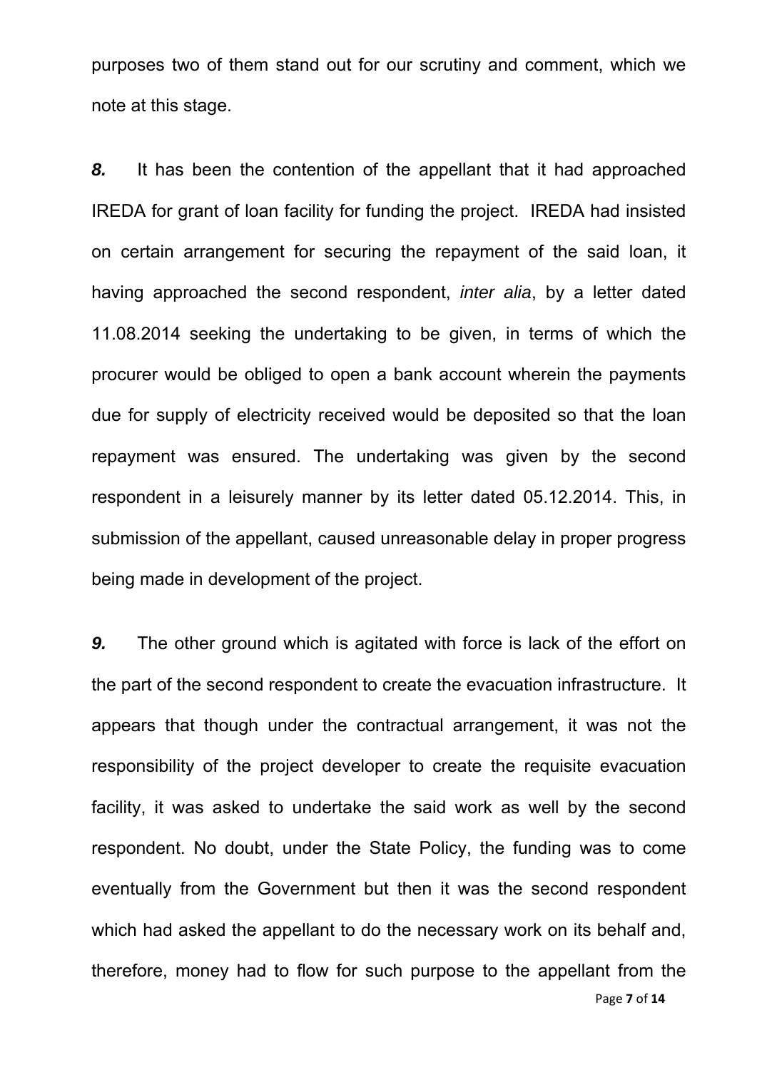purposes two of them stand out for our scrutiny and comment, which we note at this stage.

***8.*** It has been the contention of the appellant that it had approached IREDA for grant of loan facility for funding the project. IREDA had insisted on certain arrangement for securing the repayment of the said loan, it having approached the second respondent, *inter alia*, by a letter dated 11.08.2014 seeking the undertaking to be given, in terms of which the procurer would be obliged to open a bank account wherein the payments due for supply of electricity received would be deposited so that the loan repayment was ensured. The undertaking was given by the second respondent in a leisurely manner by its letter dated 05.12.2014. This, in submission of the appellant, caused unreasonable delay in proper progress being made in development of the project.

***9.*** The other ground which is agitated with force is lack of the effort on the part of the second respondent to create the evacuation infrastructure. It appears that though under the contractual arrangement, it was not the responsibility of the project developer to create the requisite evacuation facility, it was asked to undertake the said work as well by the second respondent. No doubt, under the State Policy, the funding was to come eventually from the Government but then it was the second respondent which had asked the appellant to do the necessary work on its behalf and, therefore, money had to flow for such purpose to the appellant from the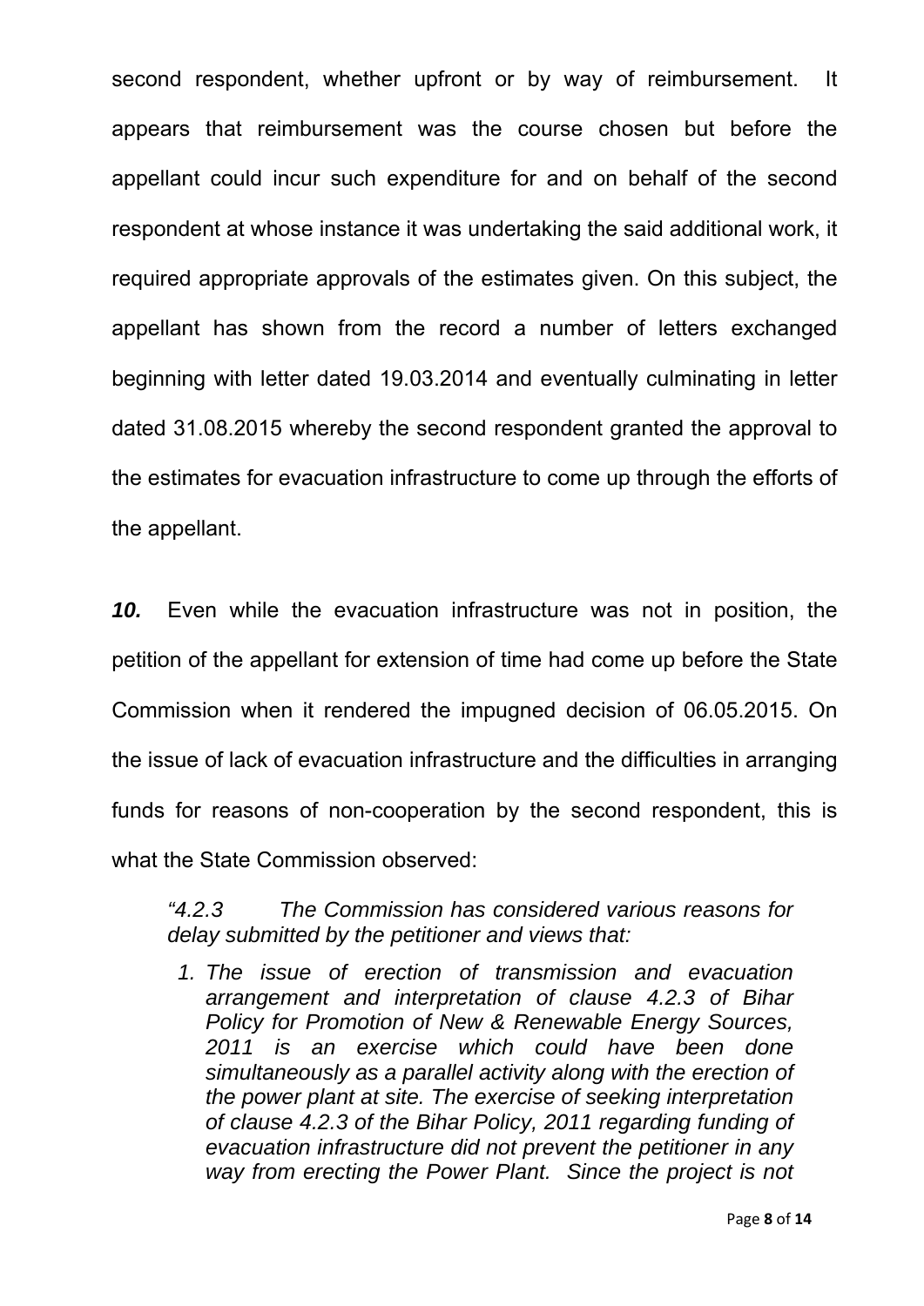second respondent, whether upfront or by way of reimbursement. It appears that reimbursement was the course chosen but before the appellant could incur such expenditure for and on behalf of the second respondent at whose instance it was undertaking the said additional work, it required appropriate approvals of the estimates given. On this subject, the appellant has shown from the record a number of letters exchanged beginning with letter dated 19.03.2014 and eventually culminating in letter dated 31.08.2015 whereby the second respondent granted the approval to the estimates for evacuation infrastructure to come up through the efforts of the appellant.

***10.*** Even while the evacuation infrastructure was not in position, the petition of the appellant for extension of time had come up before the State Commission when it rendered the impugned decision of 06.05.2015. On the issue of lack of evacuation infrastructure and the difficulties in arranging funds for reasons of non-cooperation by the second respondent, this is what the State Commission observed:

> *"4.2.3 The Commission has considered various reasons for delay submitted by the petitioner and views that:*
>
> 1. *The issue of erection of transmission and evacuation arrangement and interpretation of clause 4.2.3 of Bihar Policy for Promotion of New & Renewable Energy Sources, 2011 is an exercise which could have been done simultaneously as a parallel activity along with the erection of the power plant at site. The exercise of seeking interpretation of clause 4.2.3 of the Bihar Policy, 2011 regarding funding of evacuation infrastructure did not prevent the petitioner in any way from erecting the Power Plant. Since the project is not*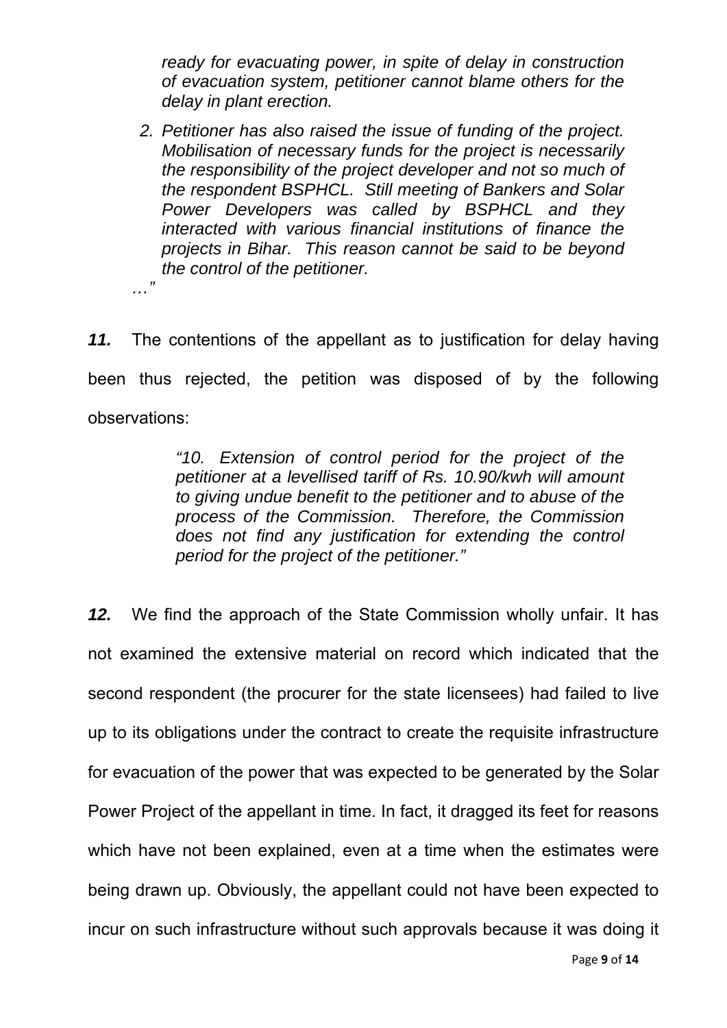*ready for evacuating power, in spite of delay in construction of evacuation system, petitioner cannot blame others for the delay in plant erection.*

2. *Petitioner has also raised the issue of funding of the project. Mobilisation of necessary funds for the project is necessarily the responsibility of the project developer and not so much of the respondent BSPHCL. Still meeting of Bankers and Solar Power Developers was called by BSPHCL and they interacted with various financial institutions of finance the projects in Bihar. This reason cannot be said to be beyond the control of the petitioner.*

*…"*

***11.*** The contentions of the appellant as to justification for delay having been thus rejected, the petition was disposed of by the following observations:

> *"10. Extension of control period for the project of the petitioner at a levellised tariff of Rs. 10.90/kwh will amount to giving undue benefit to the petitioner and to abuse of the process of the Commission. Therefore, the Commission does not find any justification for extending the control period for the project of the petitioner."*

***12.*** We find the approach of the State Commission wholly unfair. It has not examined the extensive material on record which indicated that the second respondent (the procurer for the state licensees) had failed to live up to its obligations under the contract to create the requisite infrastructure for evacuation of the power that was expected to be generated by the Solar Power Project of the appellant in time. In fact, it dragged its feet for reasons which have not been explained, even at a time when the estimates were being drawn up. Obviously, the appellant could not have been expected to incur on such infrastructure without such approvals because it was doing it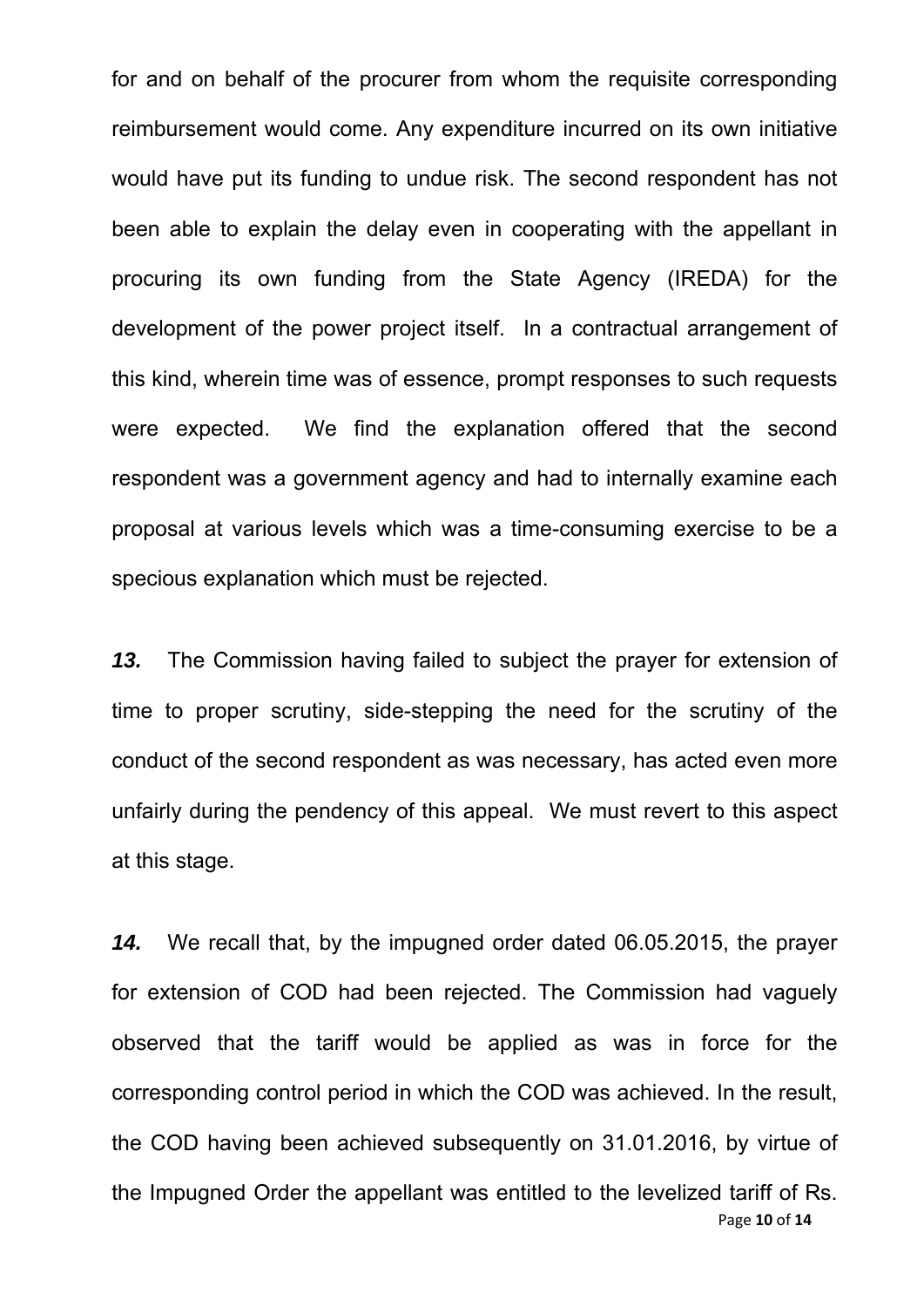for and on behalf of the procurer from whom the requisite corresponding reimbursement would come. Any expenditure incurred on its own initiative would have put its funding to undue risk. The second respondent has not been able to explain the delay even in cooperating with the appellant in procuring its own funding from the State Agency (IREDA) for the development of the power project itself. In a contractual arrangement of this kind, wherein time was of essence, prompt responses to such requests were expected. We find the explanation offered that the second respondent was a government agency and had to internally examine each proposal at various levels which was a time-consuming exercise to be a specious explanation which must be rejected.

***13.*** The Commission having failed to subject the prayer for extension of time to proper scrutiny, side-stepping the need for the scrutiny of the conduct of the second respondent as was necessary, has acted even more unfairly during the pendency of this appeal. We must revert to this aspect at this stage.

***14.*** We recall that, by the impugned order dated 06.05.2015, the prayer for extension of COD had been rejected. The Commission had vaguely observed that the tariff would be applied as was in force for the corresponding control period in which the COD was achieved. In the result, the COD having been achieved subsequently on 31.01.2016, by virtue of the Impugned Order the appellant was entitled to the levelized tariff of Rs.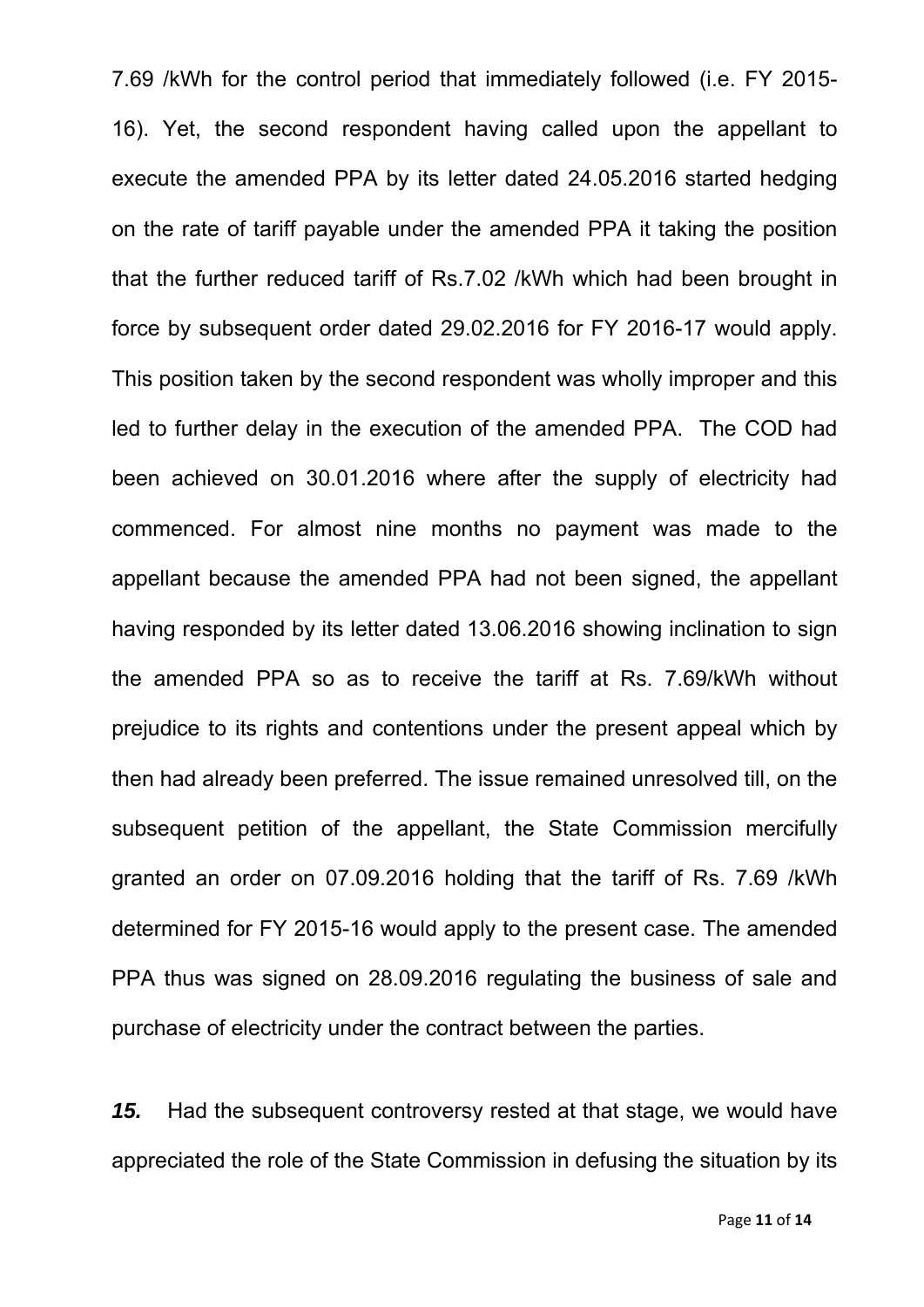7.69 /kWh for the control period that immediately followed (i.e. FY 2015-16). Yet, the second respondent having called upon the appellant to execute the amended PPA by its letter dated 24.05.2016 started hedging on the rate of tariff payable under the amended PPA it taking the position that the further reduced tariff of Rs.7.02 /kWh which had been brought in force by subsequent order dated 29.02.2016 for FY 2016-17 would apply. This position taken by the second respondent was wholly improper and this led to further delay in the execution of the amended PPA. The COD had been achieved on 30.01.2016 where after the supply of electricity had commenced. For almost nine months no payment was made to the appellant because the amended PPA had not been signed, the appellant having responded by its letter dated 13.06.2016 showing inclination to sign the amended PPA so as to receive the tariff at Rs. 7.69/kWh without prejudice to its rights and contentions under the present appeal which by then had already been preferred. The issue remained unresolved till, on the subsequent petition of the appellant, the State Commission mercifully granted an order on 07.09.2016 holding that the tariff of Rs. 7.69 /kWh determined for FY 2015-16 would apply to the present case. The amended PPA thus was signed on 28.09.2016 regulating the business of sale and purchase of electricity under the contract between the parties.

***15.*** Had the subsequent controversy rested at that stage, we would have appreciated the role of the State Commission in defusing the situation by its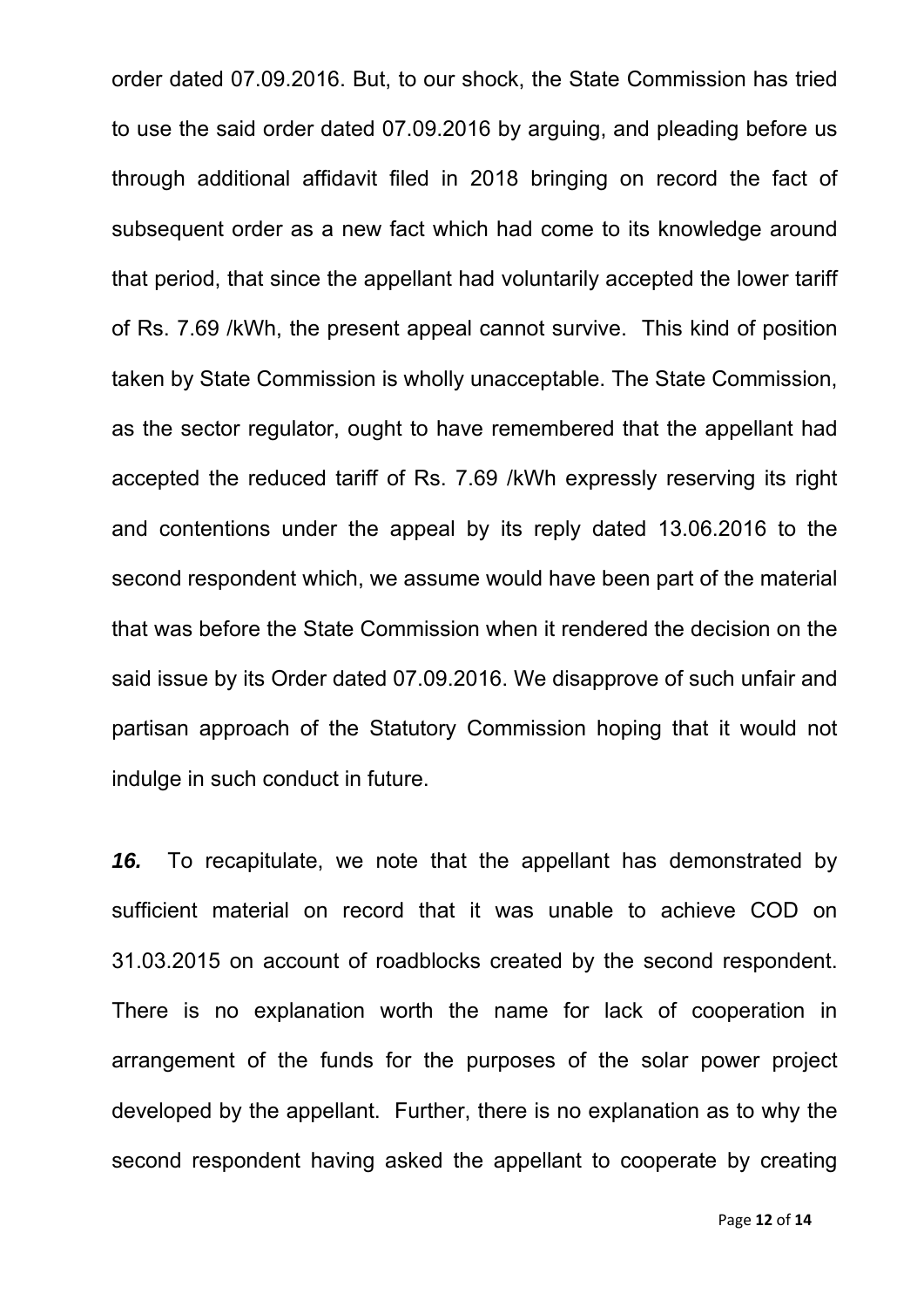order dated 07.09.2016. But, to our shock, the State Commission has tried to use the said order dated 07.09.2016 by arguing, and pleading before us through additional affidavit filed in 2018 bringing on record the fact of subsequent order as a new fact which had come to its knowledge around that period, that since the appellant had voluntarily accepted the lower tariff of Rs. 7.69 /kWh, the present appeal cannot survive. This kind of position taken by State Commission is wholly unacceptable. The State Commission, as the sector regulator, ought to have remembered that the appellant had accepted the reduced tariff of Rs. 7.69 /kWh expressly reserving its right and contentions under the appeal by its reply dated 13.06.2016 to the second respondent which, we assume would have been part of the material that was before the State Commission when it rendered the decision on the said issue by its Order dated 07.09.2016. We disapprove of such unfair and partisan approach of the Statutory Commission hoping that it would not indulge in such conduct in future.

***16.*** To recapitulate, we note that the appellant has demonstrated by sufficient material on record that it was unable to achieve COD on 31.03.2015 on account of roadblocks created by the second respondent. There is no explanation worth the name for lack of cooperation in arrangement of the funds for the purposes of the solar power project developed by the appellant. Further, there is no explanation as to why the second respondent having asked the appellant to cooperate by creating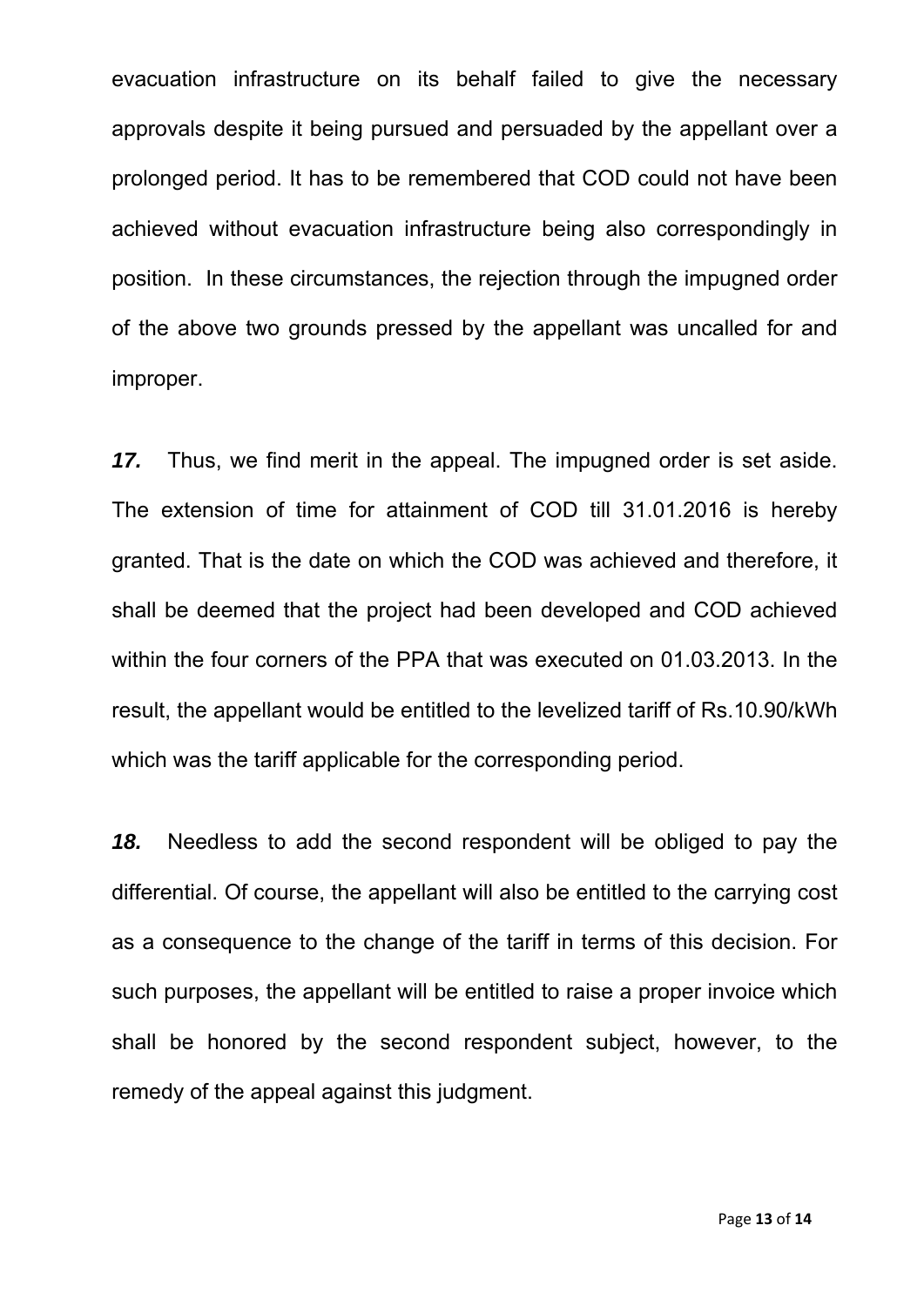evacuation infrastructure on its behalf failed to give the necessary approvals despite it being pursued and persuaded by the appellant over a prolonged period. It has to be remembered that COD could not have been achieved without evacuation infrastructure being also correspondingly in position. In these circumstances, the rejection through the impugned order of the above two grounds pressed by the appellant was uncalled for and improper.

***17.*** Thus, we find merit in the appeal. The impugned order is set aside. The extension of time for attainment of COD till 31.01.2016 is hereby granted. That is the date on which the COD was achieved and therefore, it shall be deemed that the project had been developed and COD achieved within the four corners of the PPA that was executed on 01.03.2013. In the result, the appellant would be entitled to the levelized tariff of Rs.10.90/kWh which was the tariff applicable for the corresponding period.

***18.*** Needless to add the second respondent will be obliged to pay the differential. Of course, the appellant will also be entitled to the carrying cost as a consequence to the change of the tariff in terms of this decision. For such purposes, the appellant will be entitled to raise a proper invoice which shall be honored by the second respondent subject, however, to the remedy of the appeal against this judgment.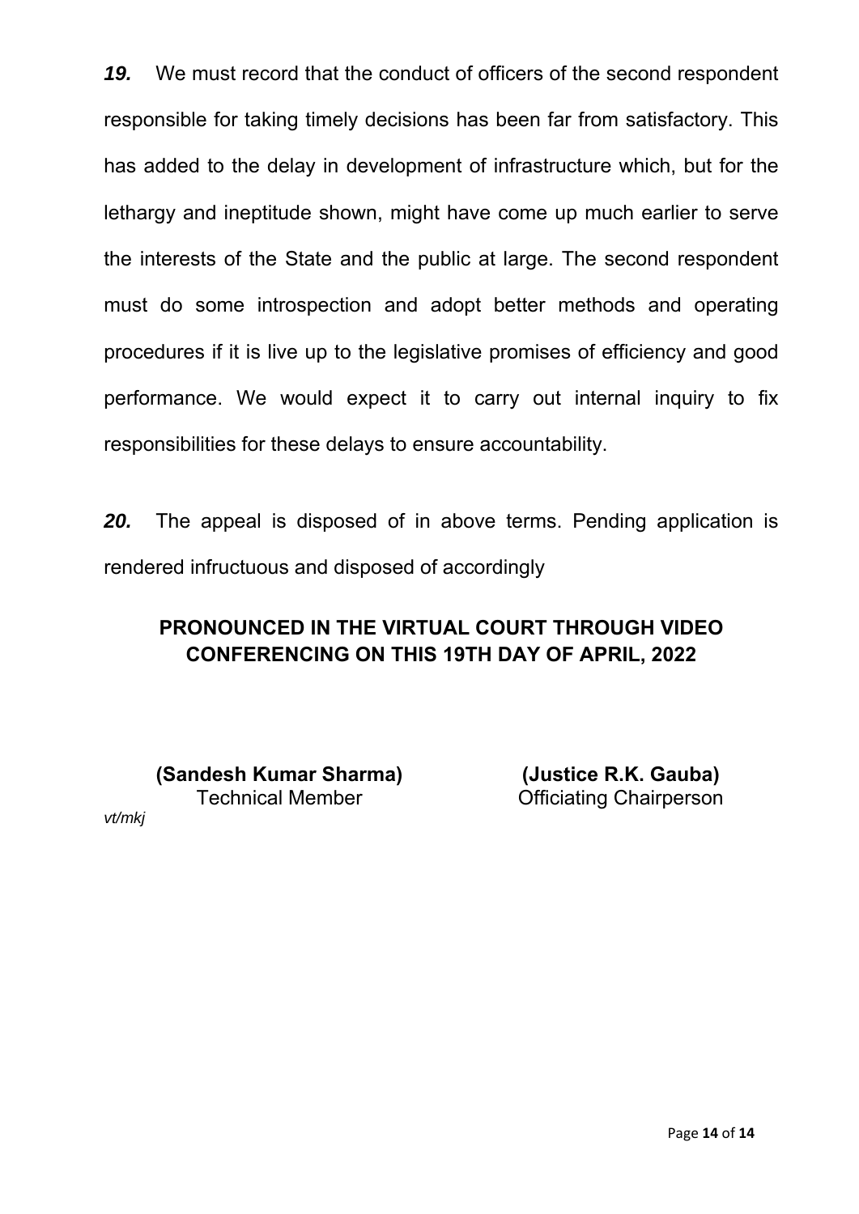***19.*** We must record that the conduct of officers of the second respondent responsible for taking timely decisions has been far from satisfactory. This has added to the delay in development of infrastructure which, but for the lethargy and ineptitude shown, might have come up much earlier to serve the interests of the State and the public at large. The second respondent must do some introspection and adopt better methods and operating procedures if it is live up to the legislative promises of efficiency and good performance. We would expect it to carry out internal inquiry to fix responsibilities for these delays to ensure accountability.

***20.*** The appeal is disposed of in above terms. Pending application is rendered infructuous and disposed of accordingly

**PRONOUNCED IN THE VIRTUAL COURT THROUGH VIDEO CONFERENCING ON THIS 19TH DAY OF APRIL, 2022**

**(Sandesh Kumar Sharma)**
Technical Member

**(Justice R.K. Gauba)**
Officiating Chairperson

*vt/mkj*